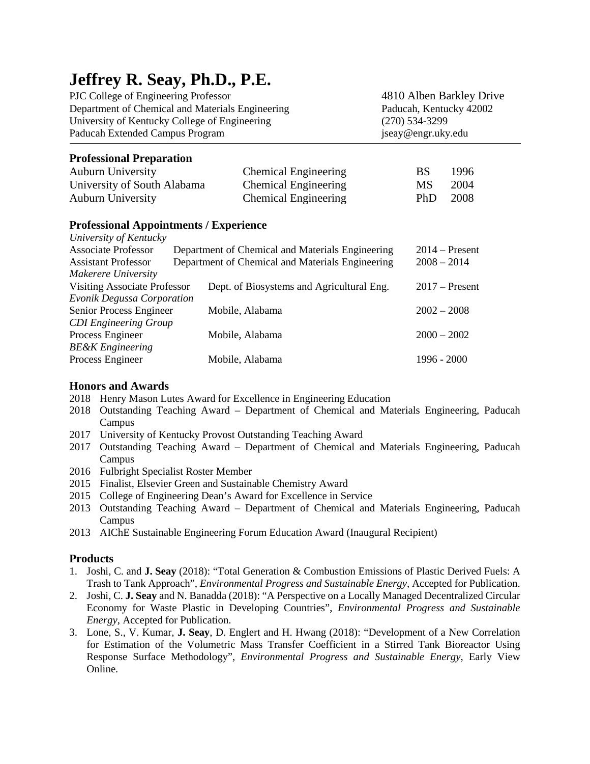# Jeffrey R. Seay, Ph.D., P.E.

PJC College of Engineering Professor
Department of Chemical and Materials Engineering
University of Kentucky College of Engineering
Paducah Extended Campus Program

4810 Alben Barkley Drive
Paducah, Kentucky 42002
(270) 534-3299
jseay@engr.uky.edu

## Professional Preparation

| | | | |
|---|---|---|---|
| Auburn University | Chemical Engineering | BS | 1996 |
| University of South Alabama | Chemical Engineering | MS | 2004 |
| Auburn University | Chemical Engineering | PhD | 2008 |

## Professional Appointments / Experience

| | | |
|---|---|---|
| *University of Kentucky* | | |
| Associate Professor | Department of Chemical and Materials Engineering | 2014 – Present |
| Assistant Professor | Department of Chemical and Materials Engineering | 2008 – 2014 |
| *Makerere University* | | |
| Visiting Associate Professor | Dept. of Biosystems and Agricultural Eng. | 2017 – Present |
| *Evonik Degussa Corporation* | | |
| Senior Process Engineer | Mobile, Alabama | 2002 – 2008 |
| *CDI Engineering Group* | | |
| Process Engineer | Mobile, Alabama | 2000 – 2002 |
| *BE&K Engineering* | | |
| Process Engineer | Mobile, Alabama | 1996 - 2000 |

## Honors and Awards

- 2018 Henry Mason Lutes Award for Excellence in Engineering Education
- 2018 Outstanding Teaching Award – Department of Chemical and Materials Engineering, Paducah Campus
- 2017 University of Kentucky Provost Outstanding Teaching Award
- 2017 Outstanding Teaching Award – Department of Chemical and Materials Engineering, Paducah Campus
- 2016 Fulbright Specialist Roster Member
- 2015 Finalist, Elsevier Green and Sustainable Chemistry Award
- 2015 College of Engineering Dean's Award for Excellence in Service
- 2013 Outstanding Teaching Award – Department of Chemical and Materials Engineering, Paducah Campus
- 2013 AIChE Sustainable Engineering Forum Education Award (Inaugural Recipient)

## Products

1. Joshi, C. and **J. Seay** (2018): "Total Generation & Combustion Emissions of Plastic Derived Fuels: A Trash to Tank Approach", *Environmental Progress and Sustainable Energy*, Accepted for Publication.
2. Joshi, C. **J. Seay** and N. Banadda (2018): "A Perspective on a Locally Managed Decentralized Circular Economy for Waste Plastic in Developing Countries", *Environmental Progress and Sustainable Energy*, Accepted for Publication.
3. Lone, S., V. Kumar, **J. Seay**, D. Englert and H. Hwang (2018): "Development of a New Correlation for Estimation of the Volumetric Mass Transfer Coefficient in a Stirred Tank Bioreactor Using Response Surface Methodology", *Environmental Progress and Sustainable Energy*, Early View Online.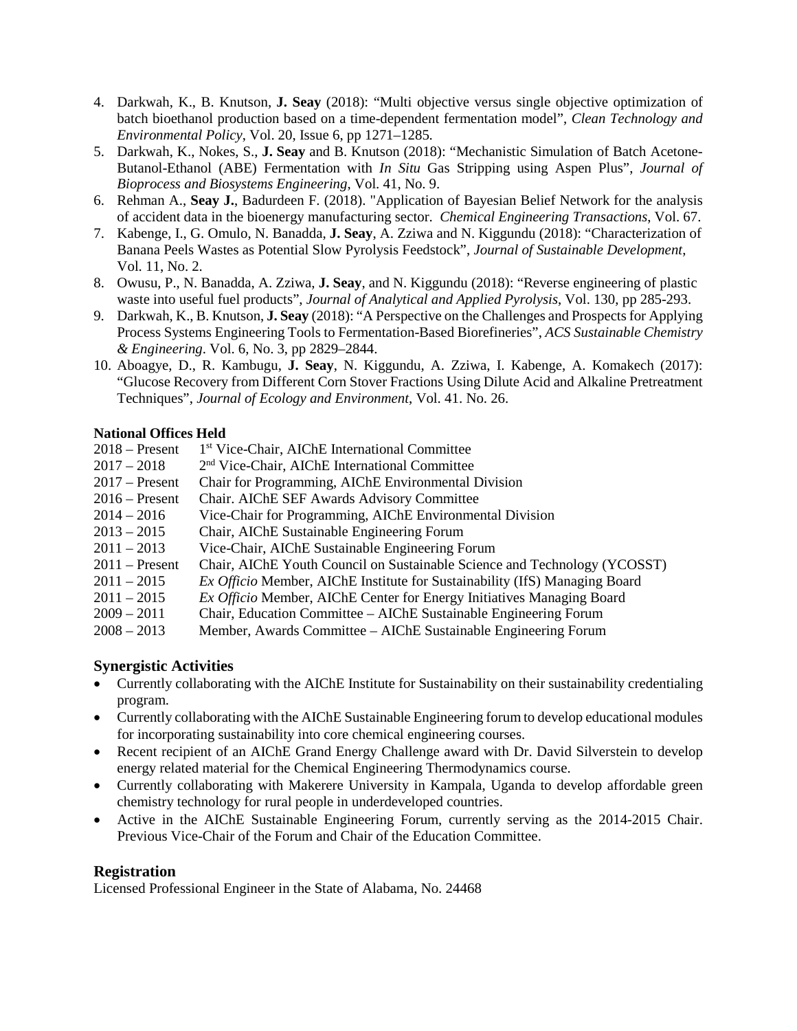4. Darkwah, K., B. Knutson, **J. Seay** (2018): “Multi objective versus single objective optimization of batch bioethanol production based on a time-dependent fermentation model”, *Clean Technology and Environmental Policy*, Vol. 20, Issue 6, pp 1271–1285.
5. Darkwah, K., Nokes, S., **J. Seay** and B. Knutson (2018): “Mechanistic Simulation of Batch Acetone-Butanol-Ethanol (ABE) Fermentation with *In Situ* Gas Stripping using Aspen Plus”, *Journal of Bioprocess and Biosystems Engineering*, Vol. 41, No. 9.
6. Rehman A., **Seay J.**, Badurdeen F. (2018). "Application of Bayesian Belief Network for the analysis of accident data in the bioenergy manufacturing sector. *Chemical Engineering Transactions*, Vol. 67.
7. Kabenge, I., G. Omulo, N. Banadda, **J. Seay**, A. Zziwa and N. Kiggundu (2018): “Characterization of Banana Peels Wastes as Potential Slow Pyrolysis Feedstock”, *Journal of Sustainable Development*, Vol. 11, No. 2.
8. Owusu, P., N. Banadda, A. Zziwa, **J. Seay**, and N. Kiggundu (2018): “Reverse engineering of plastic waste into useful fuel products”, *Journal of Analytical and Applied Pyrolysis*, Vol. 130, pp 285-293.
9. Darkwah, K., B. Knutson, **J. Seay** (2018): “A Perspective on the Challenges and Prospects for Applying Process Systems Engineering Tools to Fermentation-Based Biorefineries”, *ACS Sustainable Chemistry & Engineering*. Vol. 6, No. 3, pp 2829–2844.
10. Aboagye, D., R. Kambugu, **J. Seay**, N. Kiggundu, A. Zziwa, I. Kabenge, A. Komakech (2017): “Glucose Recovery from Different Corn Stover Fractions Using Dilute Acid and Alkaline Pretreatment Techniques”, *Journal of Ecology and Environment*, Vol. 41. No. 26.

**National Offices Held**

| | |
|---|---|
| 2018 – Present | 1st Vice-Chair, AIChE International Committee |
| 2017 – 2018 | 2nd Vice-Chair, AIChE International Committee |
| 2017 – Present | Chair for Programming, AIChE Environmental Division |
| 2016 – Present | Chair. AIChE SEF Awards Advisory Committee |
| 2014 – 2016 | Vice-Chair for Programming, AIChE Environmental Division |
| 2013 – 2015 | Chair, AIChE Sustainable Engineering Forum |
| 2011 – 2013 | Vice-Chair, AIChE Sustainable Engineering Forum |
| 2011 – Present | Chair, AIChE Youth Council on Sustainable Science and Technology (YCOSST) |
| 2011 – 2015 | *Ex Officio* Member, AIChE Institute for Sustainability (IfS) Managing Board |
| 2011 – 2015 | *Ex Officio* Member, AIChE Center for Energy Initiatives Managing Board |
| 2009 – 2011 | Chair, Education Committee – AIChE Sustainable Engineering Forum |
| 2008 – 2013 | Member, Awards Committee – AIChE Sustainable Engineering Forum |

## Synergistic Activities

- Currently collaborating with the AIChE Institute for Sustainability on their sustainability credentialing program.
- Currently collaborating with the AIChE Sustainable Engineering forum to develop educational modules for incorporating sustainability into core chemical engineering courses.
- Recent recipient of an AIChE Grand Energy Challenge award with Dr. David Silverstein to develop energy related material for the Chemical Engineering Thermodynamics course.
- Currently collaborating with Makerere University in Kampala, Uganda to develop affordable green chemistry technology for rural people in underdeveloped countries.
- Active in the AIChE Sustainable Engineering Forum, currently serving as the 2014-2015 Chair. Previous Vice-Chair of the Forum and Chair of the Education Committee.

## Registration

Licensed Professional Engineer in the State of Alabama, No. 24468